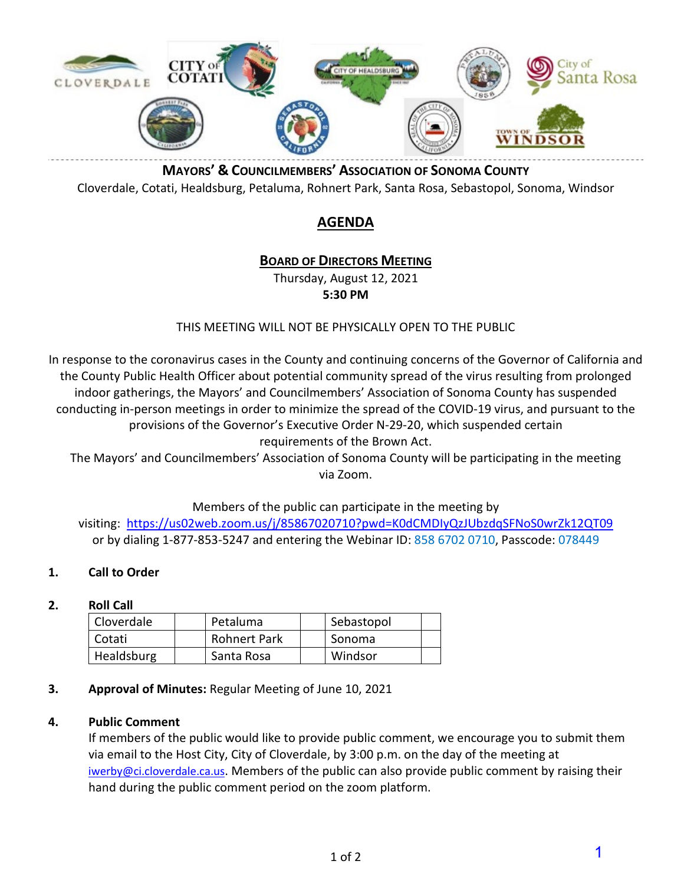# MAYORS' & COUNCILMEMBERS' ASSOCIATION OF SONOMA COUNTY

Cloverdale, Cotati, Healdsburg, Petaluma, Rohnert Park, Santa Rosa, Sebastopol, Sonoma, Windsor

## AGENDA

### BOARD OF DIRECTORS MEETING

Thursday, August 12, 2021

**5:30 PM**

THIS MEETING WILL NOT BE PHYSICALLY OPEN TO THE PUBLIC

In response to the coronavirus cases in the County and continuing concerns of the Governor of California and the County Public Health Officer about potential community spread of the virus resulting from prolonged indoor gatherings, the Mayors' and Councilmembers' Association of Sonoma County has suspended conducting in-person meetings in order to minimize the spread of the COVID-19 virus, and pursuant to the provisions of the Governor's Executive Order N-29-20, which suspended certain requirements of the Brown Act.

The Mayors' and Councilmembers' Association of Sonoma County will be participating in the meeting via Zoom.

Members of the public can participate in the meeting by visiting: https://us02web.zoom.us/j/85867020710?pwd=K0dCMDIyQzJUbzdqSFNoS0wrZk12QT09 or by dialing 1-877-853-5247 and entering the Webinar ID: 858 6702 0710, Passcode: 078449

**1. Call to Order**

**2. Roll Call**

| Cloverdale | | Petaluma | | Sebastopol | |
|---|---|---|---|---|---|
| Cotati | | Rohnert Park | | Sonoma | |
| Healdsburg | | Santa Rosa | | Windsor | |

**3. Approval of Minutes:** Regular Meeting of June 10, 2021

**4. Public Comment**

If members of the public would like to provide public comment, we encourage you to submit them via email to the Host City, City of Cloverdale, by 3:00 p.m. on the day of the meeting at iwerby@ci.cloverdale.ca.us. Members of the public can also provide public comment by raising their hand during the public comment period on the zoom platform.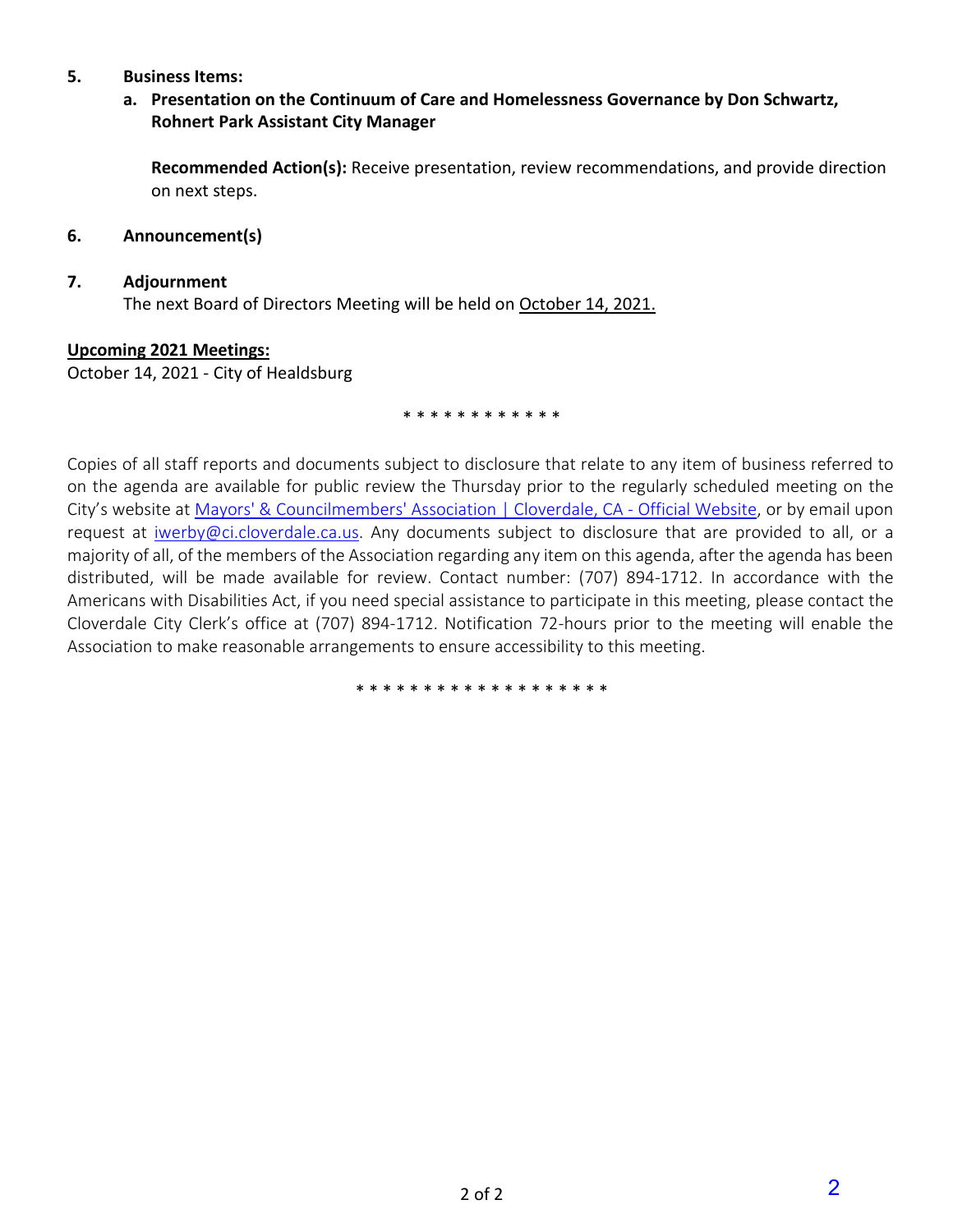5. **Business Items:**

   a. **Presentation on the Continuum of Care and Homelessness Governance by Don Schwartz, Rohnert Park Assistant City Manager**

      **Recommended Action(s):** Receive presentation, review recommendations, and provide direction on next steps.

6. **Announcement(s)**

7. **Adjournment**

   The next Board of Directors Meeting will be held on October 14, 2021.

**Upcoming 2021 Meetings:**

October 14, 2021 - City of Healdsburg

\* \* \* \* \* \* \* \* \* \* \* \*

Copies of all staff reports and documents subject to disclosure that relate to any item of business referred to on the agenda are available for public review the Thursday prior to the regularly scheduled meeting on the City's website at [Mayors' & Councilmembers' Association | Cloverdale, CA - Official Website](), or by email upon request at [iwerby@ci.cloverdale.ca.us](mailto:iwerby@ci.cloverdale.ca.us). Any documents subject to disclosure that are provided to all, or a majority of all, of the members of the Association regarding any item on this agenda, after the agenda has been distributed, will be made available for review. Contact number: (707) 894-1712. In accordance with the Americans with Disabilities Act, if you need special assistance to participate in this meeting, please contact the Cloverdale City Clerk's office at (707) 894-1712. Notification 72-hours prior to the meeting will enable the Association to make reasonable arrangements to ensure accessibility to this meeting.

\* \* \* \* \* \* \* \* \* \* \* \* \* \* \* \* \* \* \*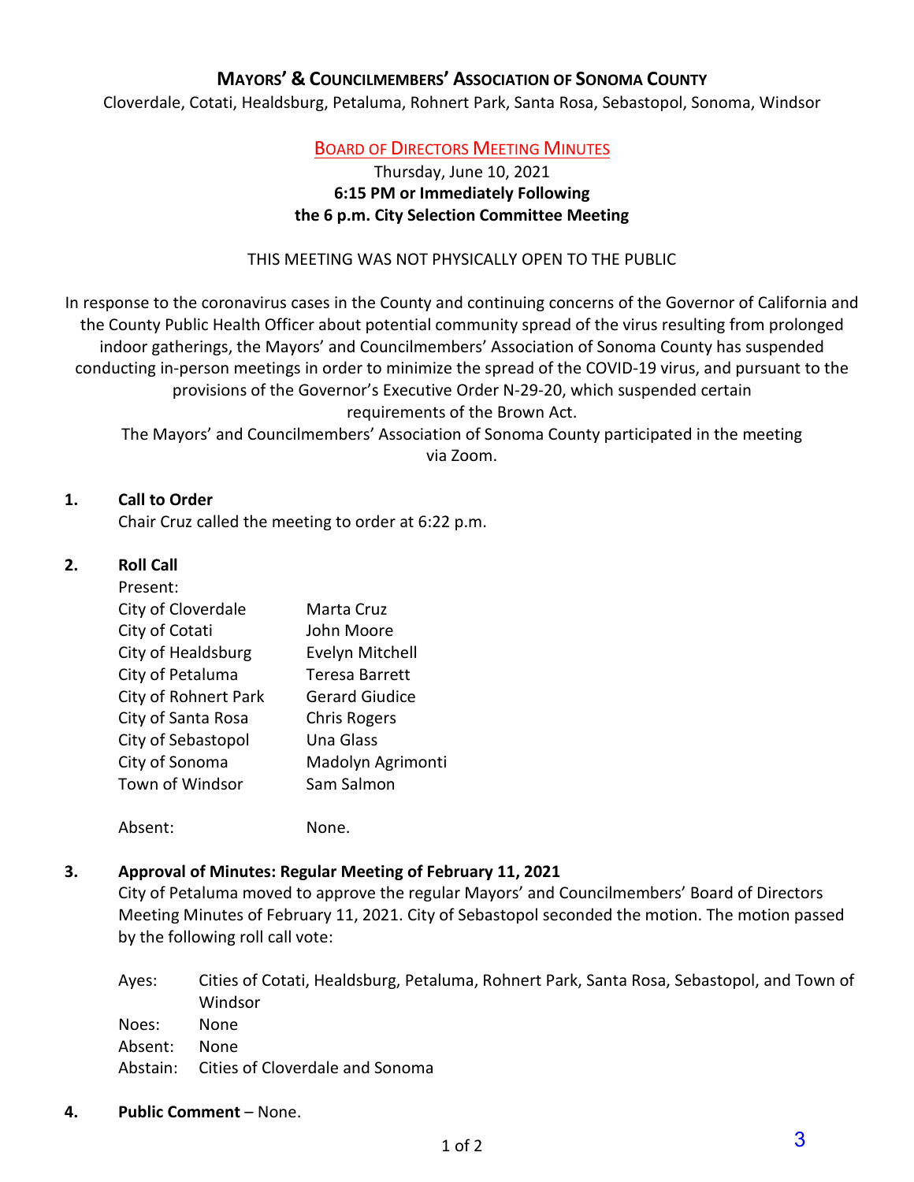# MAYORS' & COUNCILMEMBERS' ASSOCIATION OF SONOMA COUNTY

Cloverdale, Cotati, Healdsburg, Petaluma, Rohnert Park, Santa Rosa, Sebastopol, Sonoma, Windsor

## BOARD OF DIRECTORS MEETING MINUTES

Thursday, June 10, 2021
**6:15 PM or Immediately Following the 6 p.m. City Selection Committee Meeting**

THIS MEETING WAS NOT PHYSICALLY OPEN TO THE PUBLIC

In response to the coronavirus cases in the County and continuing concerns of the Governor of California and the County Public Health Officer about potential community spread of the virus resulting from prolonged indoor gatherings, the Mayors' and Councilmembers' Association of Sonoma County has suspended conducting in-person meetings in order to minimize the spread of the COVID-19 virus, and pursuant to the provisions of the Governor's Executive Order N-29-20, which suspended certain requirements of the Brown Act.

The Mayors' and Councilmembers' Association of Sonoma County participated in the meeting via Zoom.

**1. Call to Order**

Chair Cruz called the meeting to order at 6:22 p.m.

**2. Roll Call**

Present:

| | |
|---|---|
| City of Cloverdale | Marta Cruz |
| City of Cotati | John Moore |
| City of Healdsburg | Evelyn Mitchell |
| City of Petaluma | Teresa Barrett |
| City of Rohnert Park | Gerard Giudice |
| City of Santa Rosa | Chris Rogers |
| City of Sebastopol | Una Glass |
| City of Sonoma | Madolyn Agrimonti |
| Town of Windsor | Sam Salmon |

Absent: None.

**3. Approval of Minutes: Regular Meeting of February 11, 2021**

City of Petaluma moved to approve the regular Mayors' and Councilmembers' Board of Directors Meeting Minutes of February 11, 2021. City of Sebastopol seconded the motion. The motion passed by the following roll call vote:

Ayes: Cities of Cotati, Healdsburg, Petaluma, Rohnert Park, Santa Rosa, Sebastopol, and Town of Windsor
Noes: None
Absent: None
Abstain: Cities of Cloverdale and Sonoma

**4. Public Comment** – None.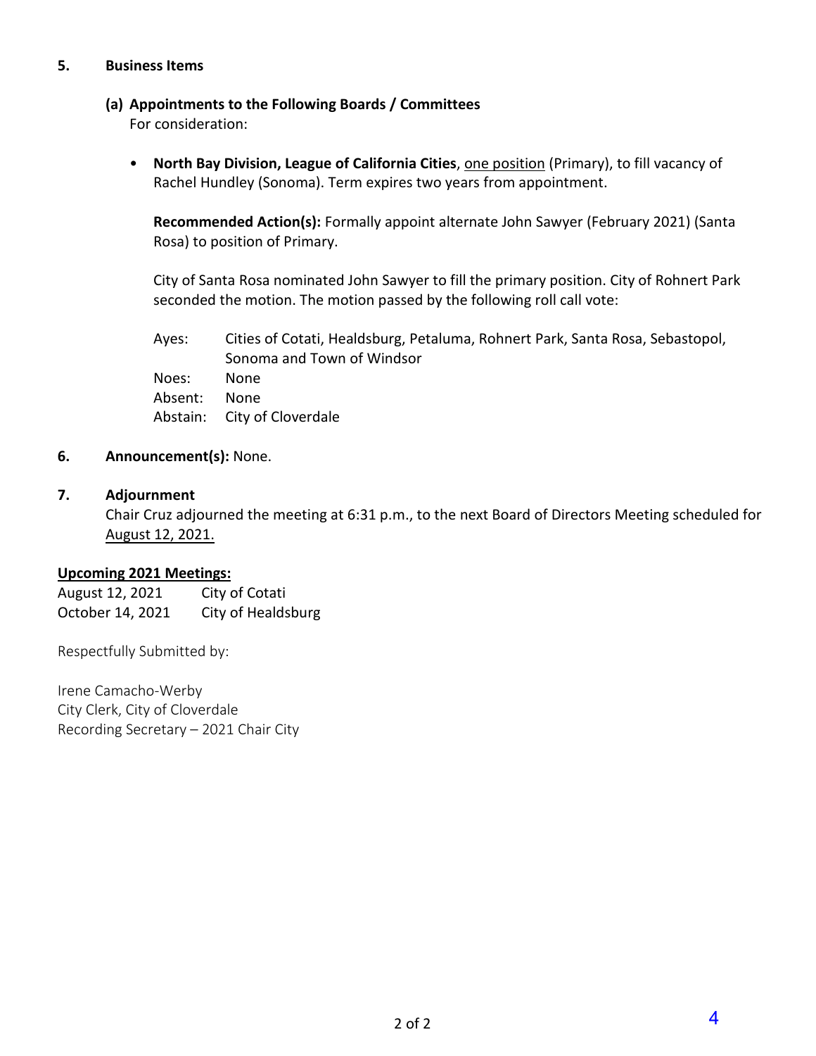## 5. Business Items

### (a) Appointments to the Following Boards / Committees

For consideration:

- **North Bay Division, League of California Cities**, one position (Primary), to fill vacancy of Rachel Hundley (Sonoma). Term expires two years from appointment.

  **Recommended Action(s):** Formally appoint alternate John Sawyer (February 2021) (Santa Rosa) to position of Primary.

  City of Santa Rosa nominated John Sawyer to fill the primary position. City of Rohnert Park seconded the motion. The motion passed by the following roll call vote:

  Ayes: Cities of Cotati, Healdsburg, Petaluma, Rohnert Park, Santa Rosa, Sebastopol, Sonoma and Town of Windsor
  Noes: None
  Absent: None
  Abstain: City of Cloverdale

## 6. Announcement(s): None.

## 7. Adjournment

Chair Cruz adjourned the meeting at 6:31 p.m., to the next Board of Directors Meeting scheduled for August 12, 2021.

**Upcoming 2021 Meetings:**

| | |
|---|---|
| August 12, 2021 | City of Cotati |
| October 14, 2021 | City of Healdsburg |

Respectfully Submitted by:

Irene Camacho-Werby
City Clerk, City of Cloverdale
Recording Secretary – 2021 Chair City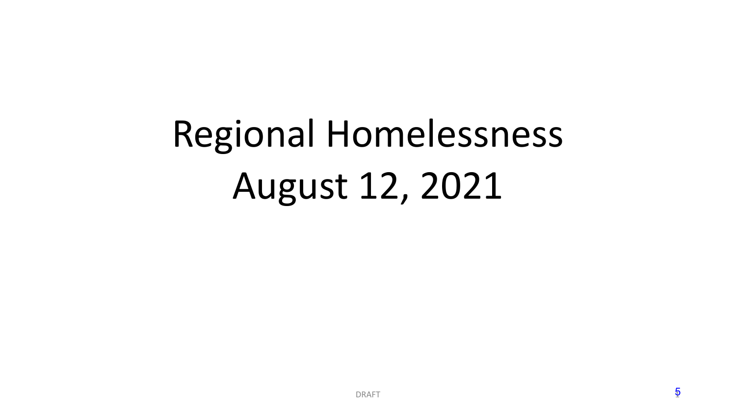# Regional Homelessness
# August 12, 2021

DRAFT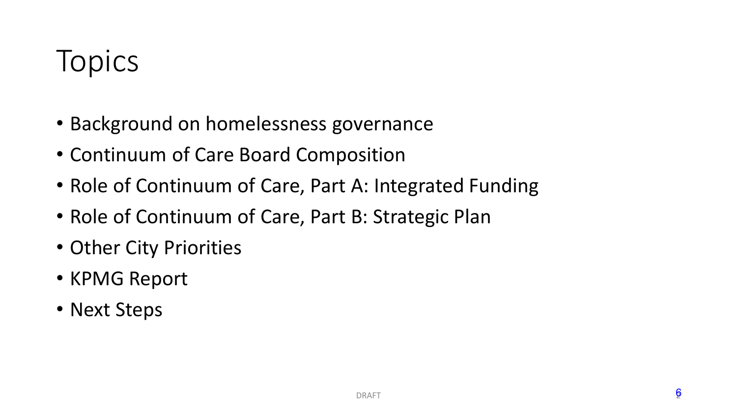# Topics

- Background on homelessness governance
- Continuum of Care Board Composition
- Role of Continuum of Care, Part A: Integrated Funding
- Role of Continuum of Care, Part B: Strategic Plan
- Other City Priorities
- KPMG Report
- Next Steps

DRAFT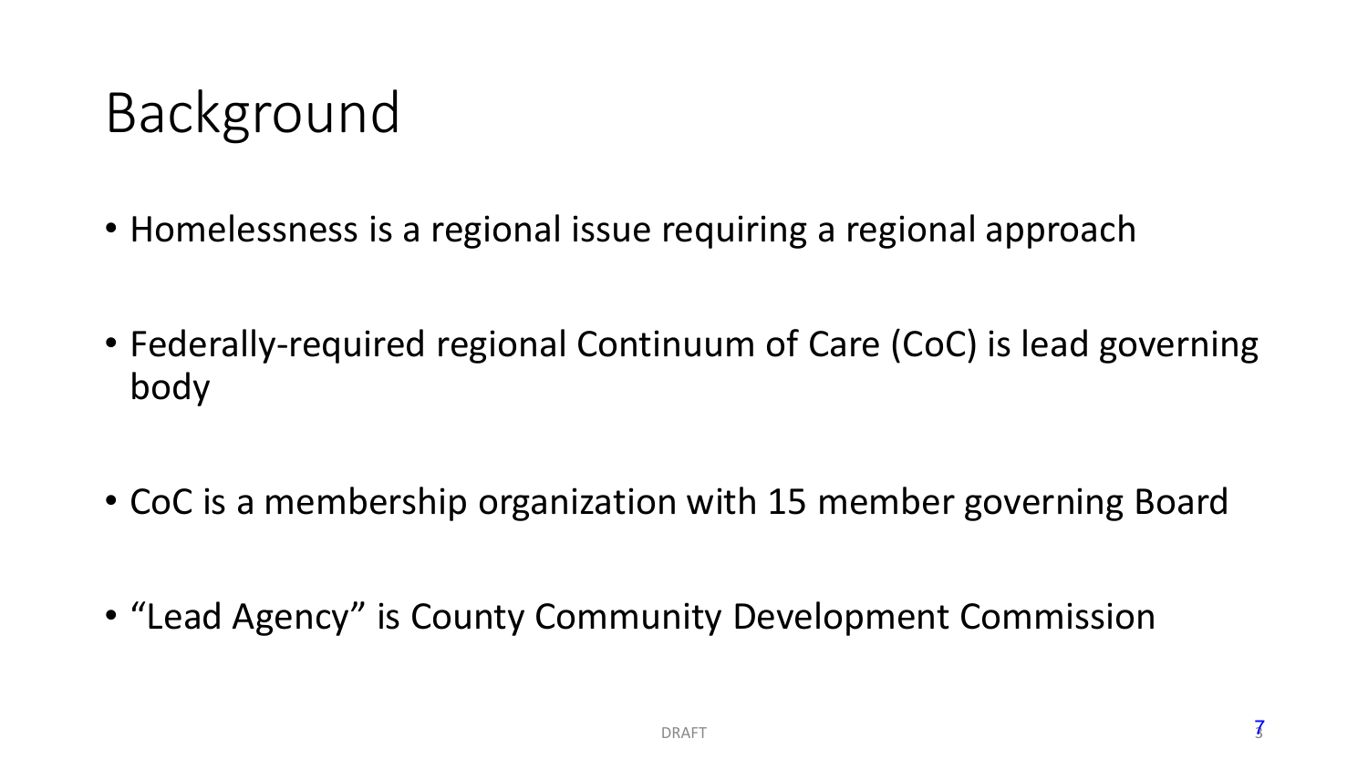# Background

- Homelessness is a regional issue requiring a regional approach
- Federally-required regional Continuum of Care (CoC) is lead governing body
- CoC is a membership organization with 15 member governing Board
- “Lead Agency” is County Community Development Commission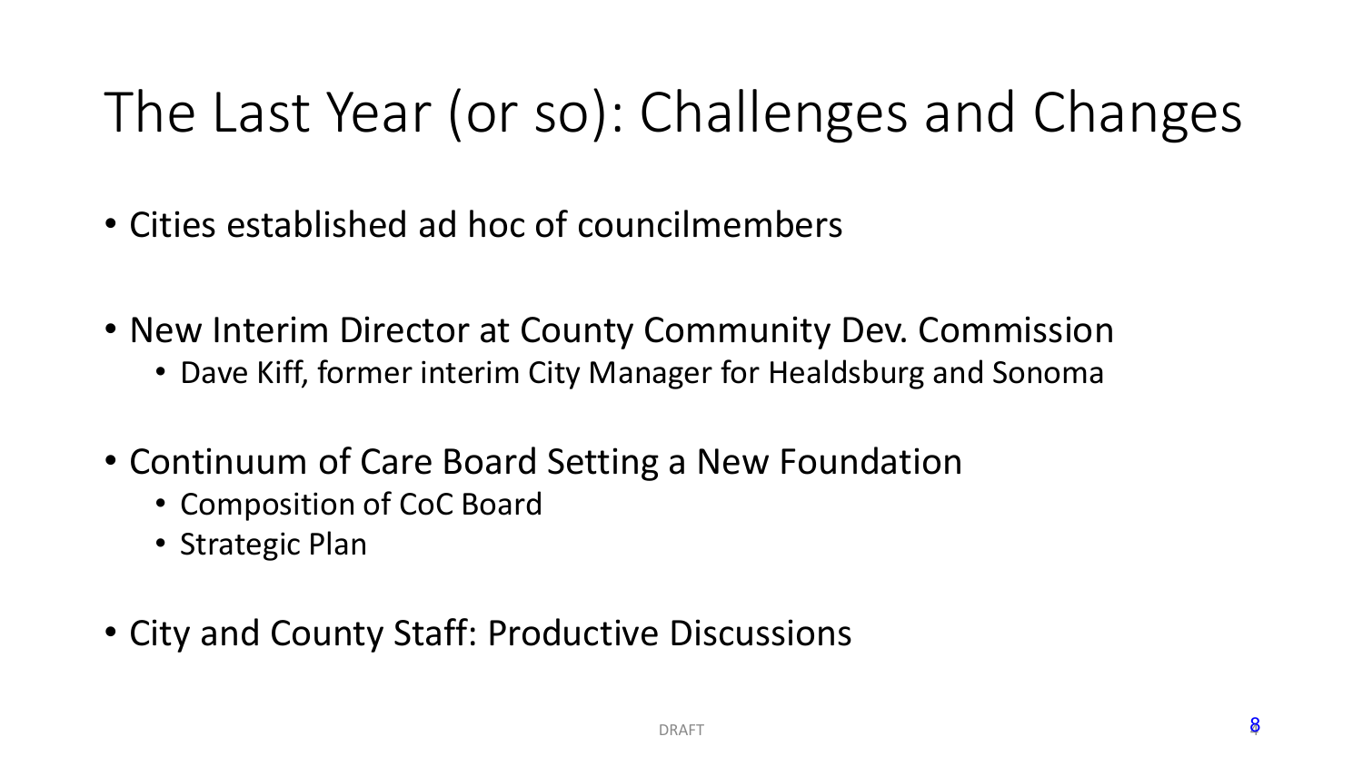# The Last Year (or so): Challenges and Changes

- Cities established ad hoc of councilmembers
- New Interim Director at County Community Dev. Commission
  - Dave Kiff, former interim City Manager for Healdsburg and Sonoma
- Continuum of Care Board Setting a New Foundation
  - Composition of CoC Board
  - Strategic Plan
- City and County Staff: Productive Discussions

DRAFT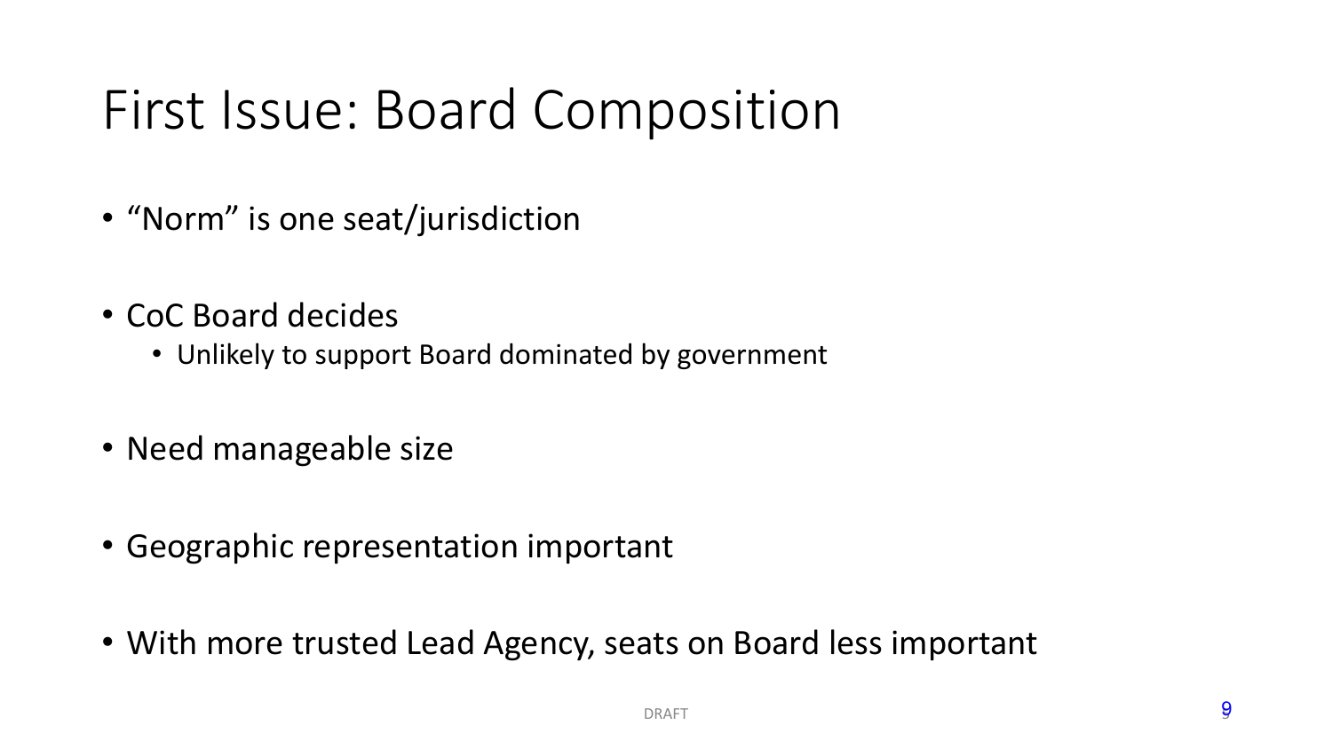# First Issue: Board Composition

- "Norm" is one seat/jurisdiction
- CoC Board decides
  - Unlikely to support Board dominated by government
- Need manageable size
- Geographic representation important
- With more trusted Lead Agency, seats on Board less important

DRAFT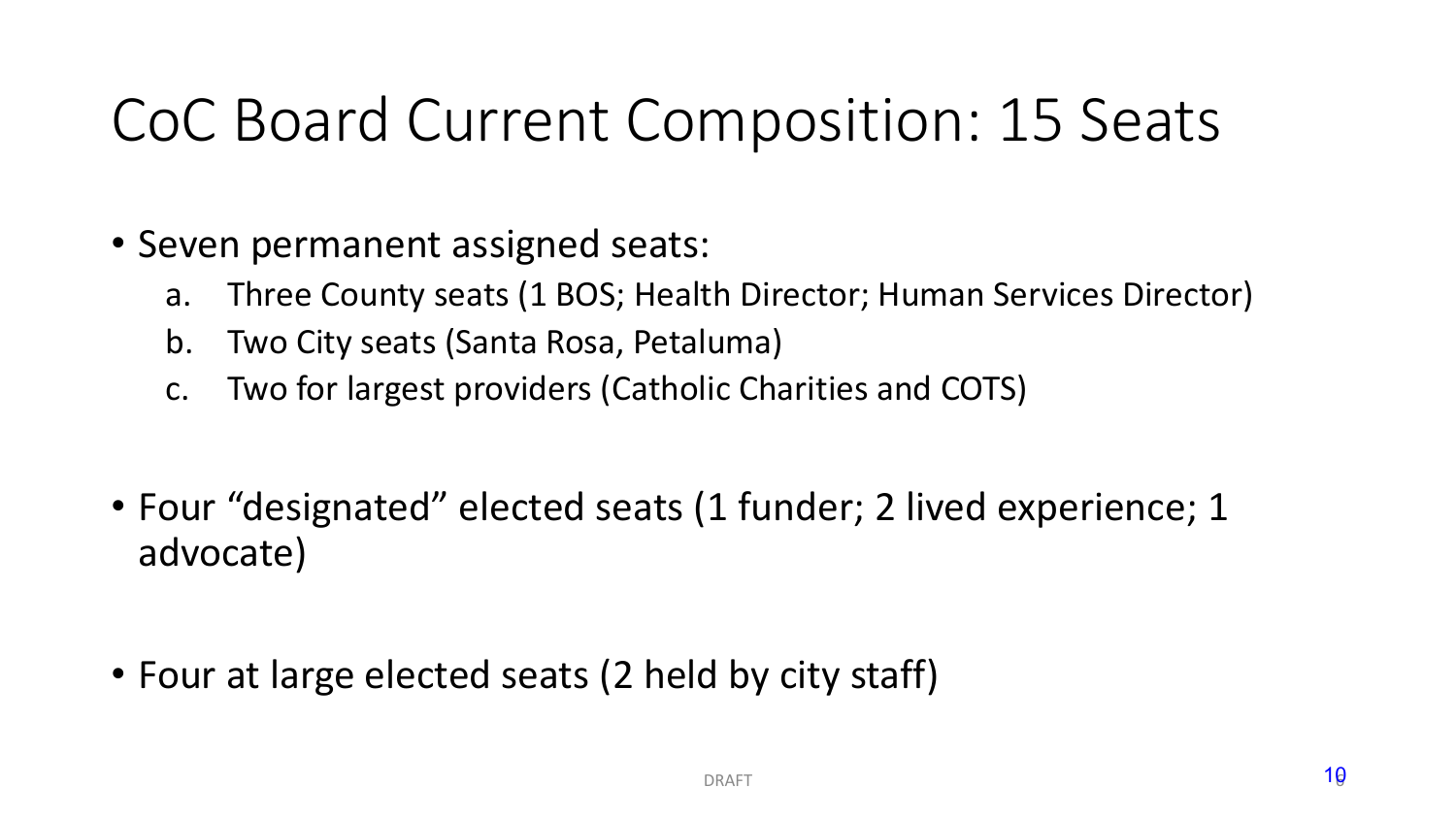# CoC Board Current Composition: 15 Seats

- Seven permanent assigned seats:
    a. Three County seats (1 BOS; Health Director; Human Services Director)
    b. Two City seats (Santa Rosa, Petaluma)
    c. Two for largest providers (Catholic Charities and COTS)

- Four "designated" elected seats (1 funder; 2 lived experience; 1 advocate)

- Four at large elected seats (2 held by city staff)

DRAFT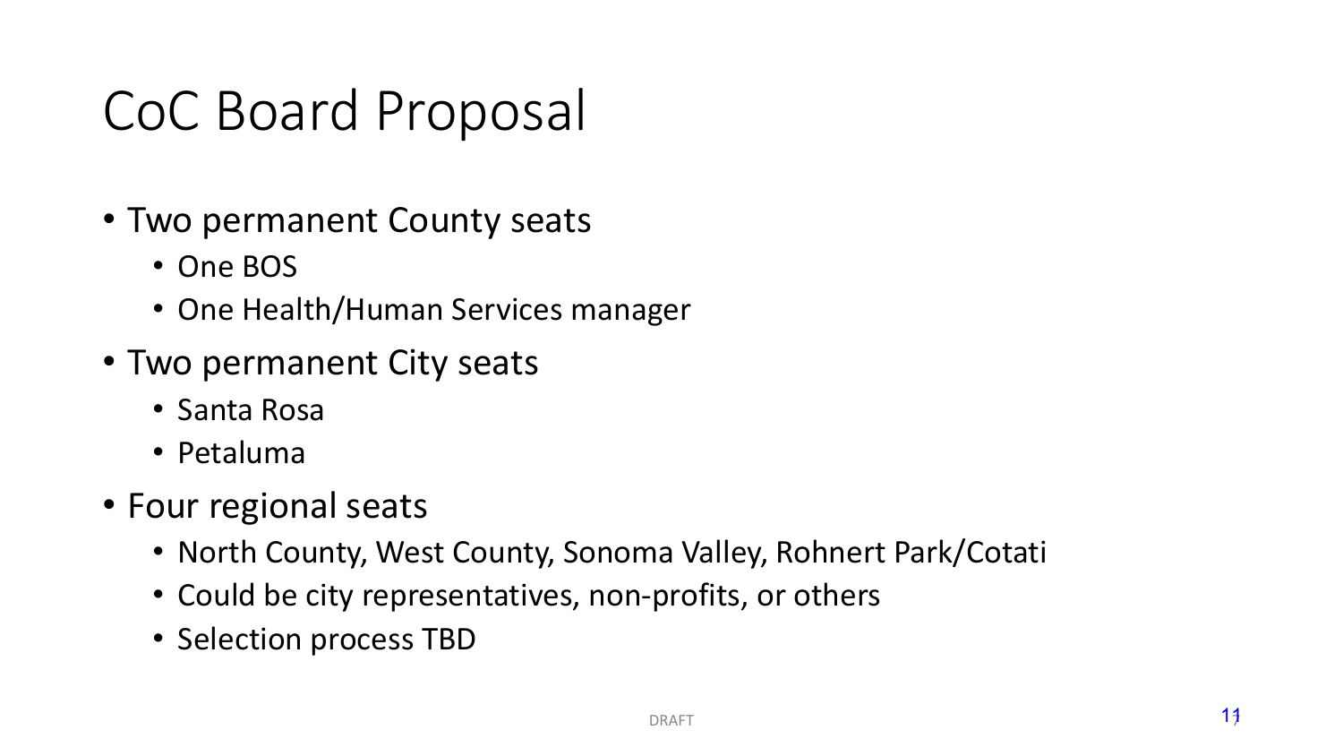# CoC Board Proposal

- Two permanent County seats
  - One BOS
  - One Health/Human Services manager
- Two permanent City seats
  - Santa Rosa
  - Petaluma
- Four regional seats
  - North County, West County, Sonoma Valley, Rohnert Park/Cotati
  - Could be city representatives, non-profits, or others
  - Selection process TBD

DRAFT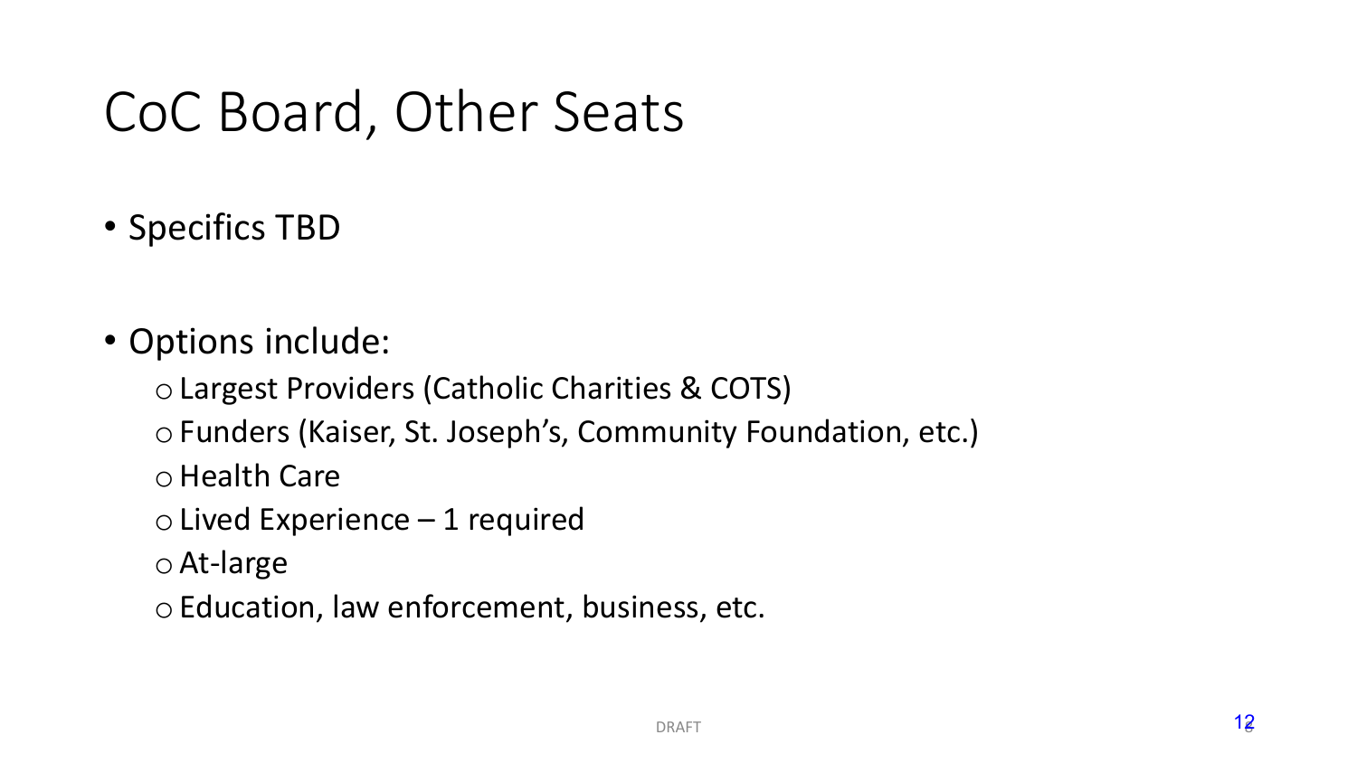# CoC Board, Other Seats

- Specifics TBD

- Options include:
  - Largest Providers (Catholic Charities & COTS)
  - Funders (Kaiser, St. Joseph's, Community Foundation, etc.)
  - Health Care
  - Lived Experience – 1 required
  - At-large
  - Education, law enforcement, business, etc.

DRAFT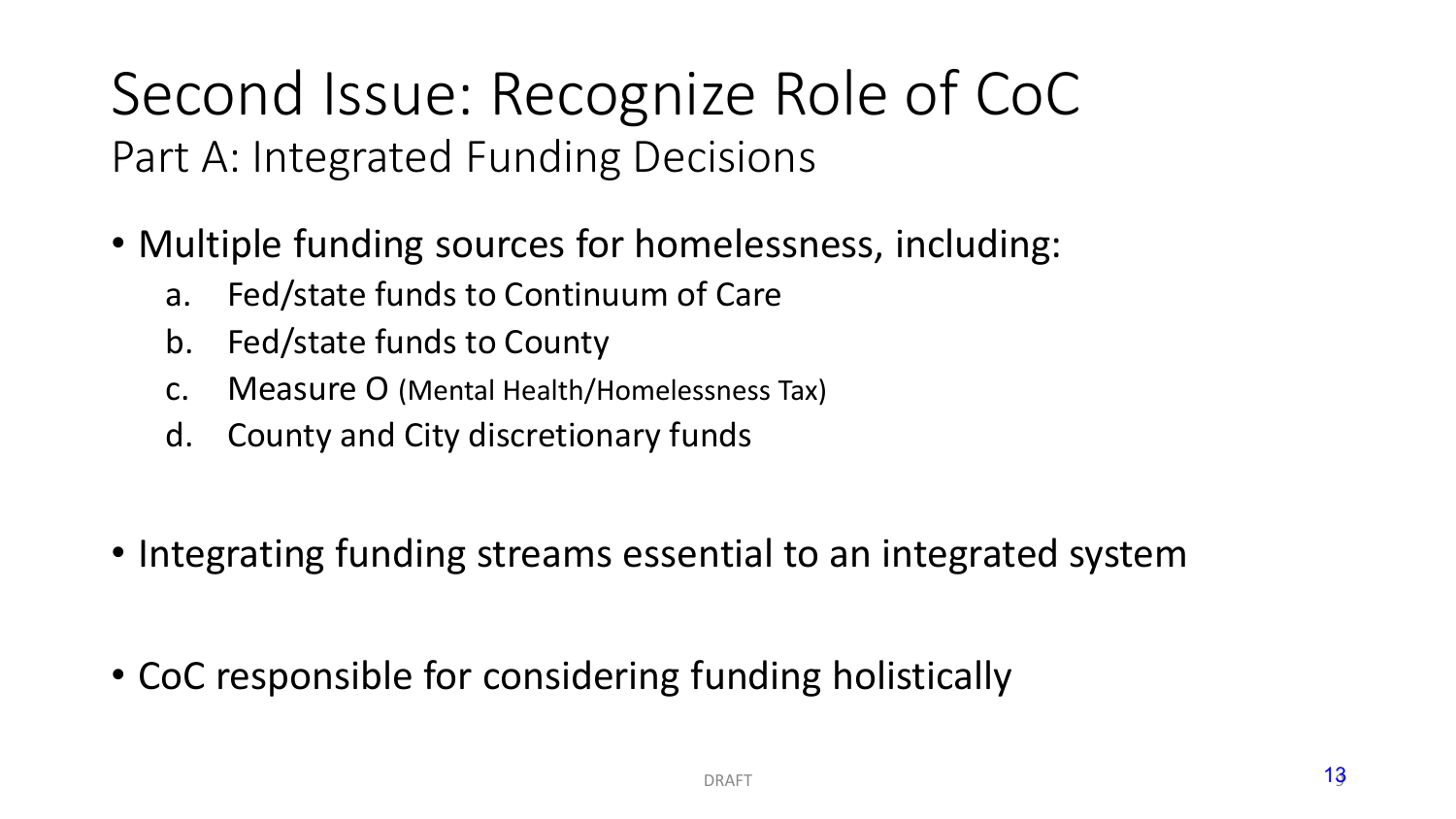# Second Issue: Recognize Role of CoC

## Part A: Integrated Funding Decisions

- Multiple funding sources for homelessness, including:
  a. Fed/state funds to Continuum of Care
  b. Fed/state funds to County
  c. Measure O (Mental Health/Homelessness Tax)
  d. County and City discretionary funds

- Integrating funding streams essential to an integrated system

- CoC responsible for considering funding holistically

DRAFT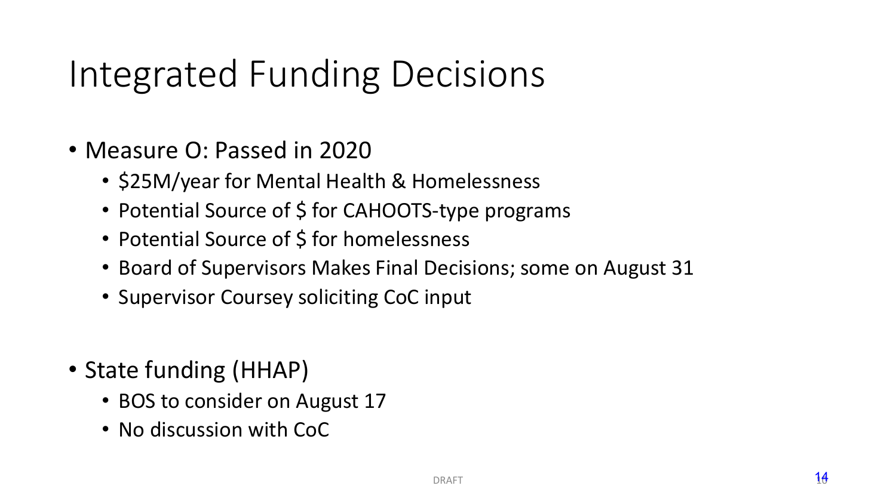# Integrated Funding Decisions

- Measure O: Passed in 2020
  - $25M/year for Mental Health & Homelessness
  - Potential Source of $ for CAHOOTS-type programs
  - Potential Source of $ for homelessness
  - Board of Supervisors Makes Final Decisions; some on August 31
  - Supervisor Coursey soliciting CoC input
- State funding (HHAP)
  - BOS to consider on August 17
  - No discussion with CoC

DRAFT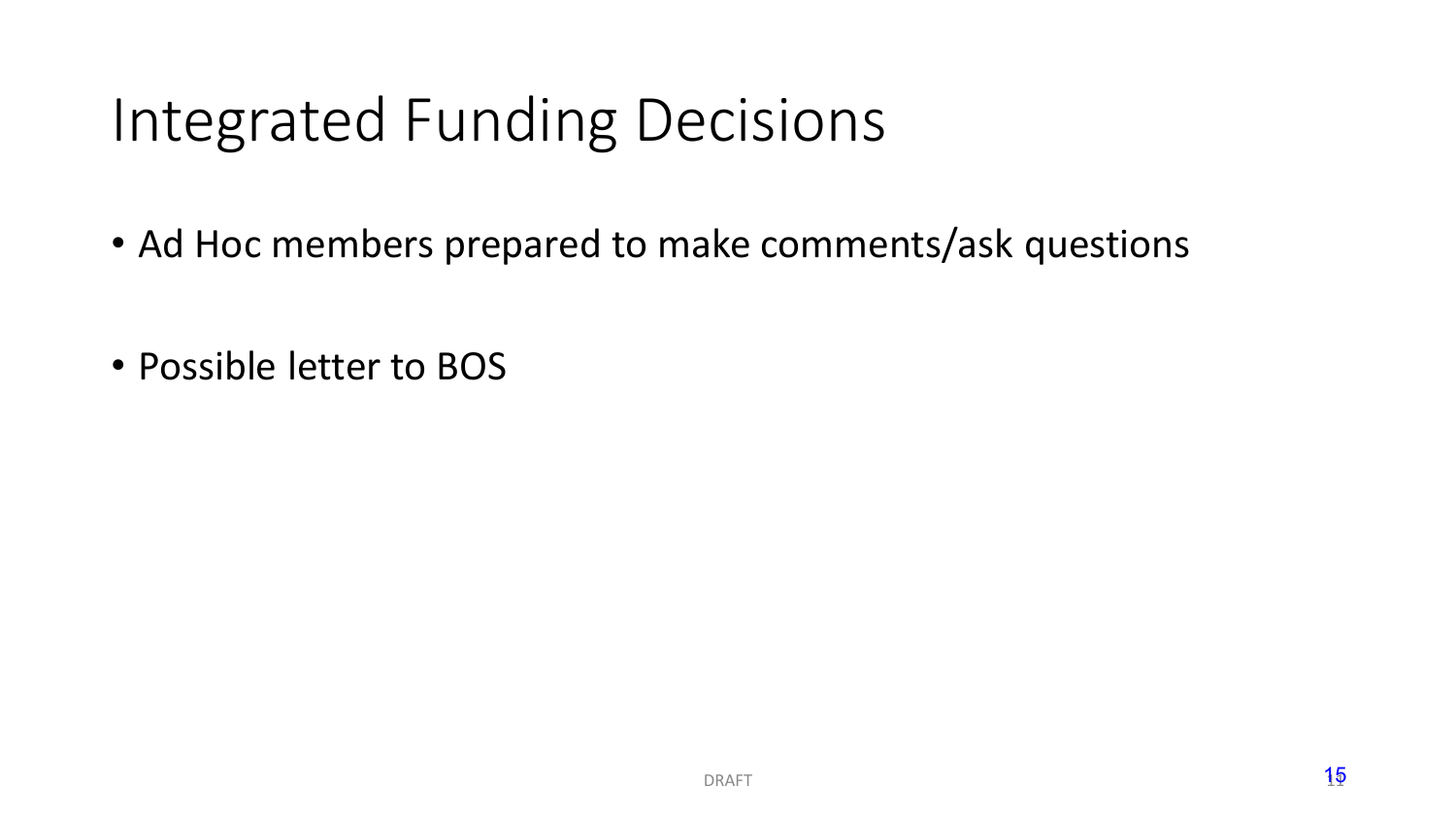# Integrated Funding Decisions

- Ad Hoc members prepared to make comments/ask questions
- Possible letter to BOS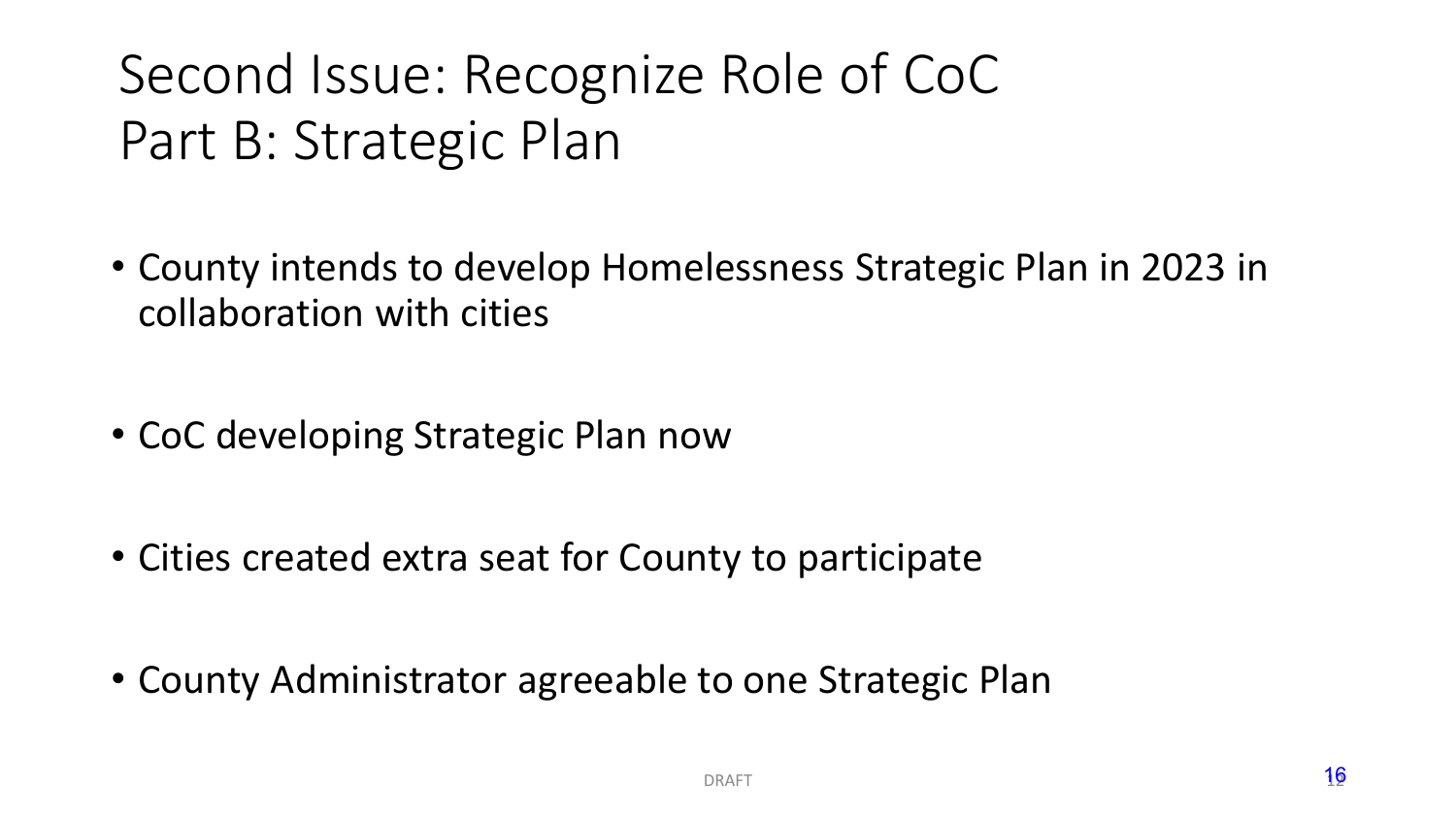# Second Issue: Recognize Role of CoC
# Part B: Strategic Plan

- County intends to develop Homelessness Strategic Plan in 2023 in collaboration with cities
- CoC developing Strategic Plan now
- Cities created extra seat for County to participate
- County Administrator agreeable to one Strategic Plan

DRAFT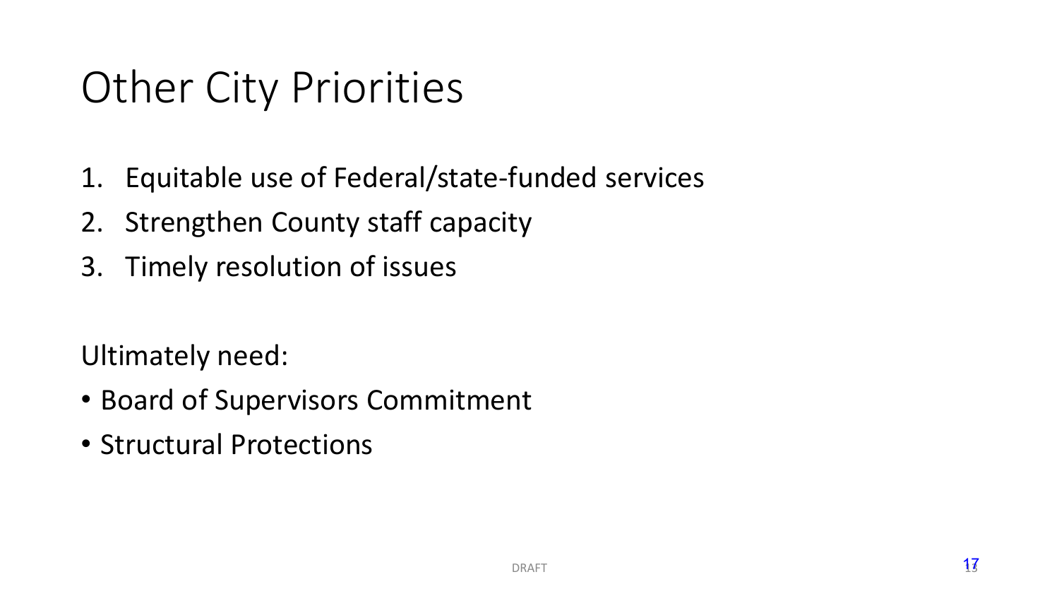# Other City Priorities

1. Equitable use of Federal/state-funded services
2. Strengthen County staff capacity
3. Timely resolution of issues

Ultimately need:

- Board of Supervisors Commitment
- Structural Protections

DRAFT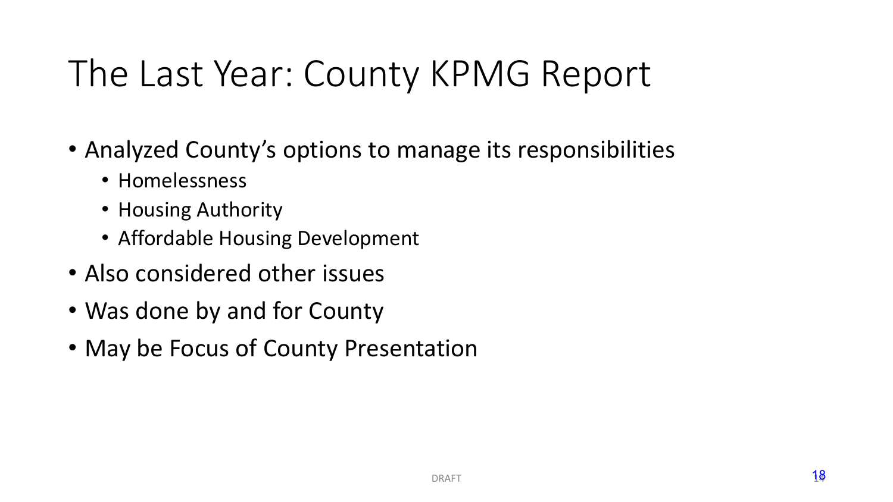# The Last Year: County KPMG Report

- Analyzed County's options to manage its responsibilities
  - Homelessness
  - Housing Authority
  - Affordable Housing Development
- Also considered other issues
- Was done by and for County
- May be Focus of County Presentation

DRAFT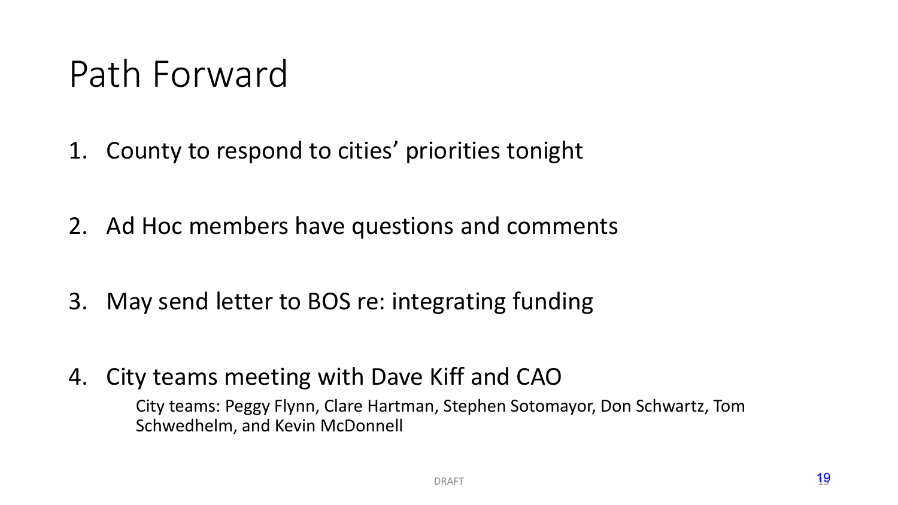# Path Forward

1. County to respond to cities' priorities tonight

2. Ad Hoc members have questions and comments

3. May send letter to BOS re: integrating funding

4. City teams meeting with Dave Kiff and CAO

   City teams: Peggy Flynn, Clare Hartman, Stephen Sotomayor, Don Schwartz, Tom Schwedhelm, and Kevin McDonnell

DRAFT